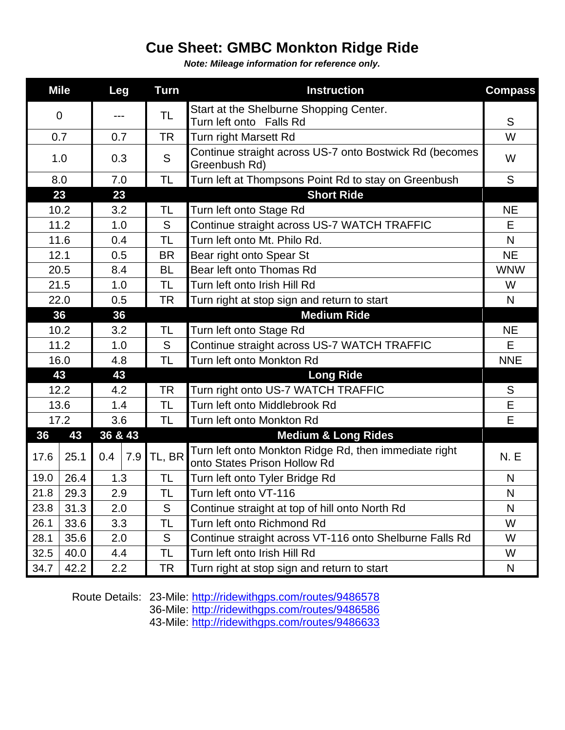# Cue Sheet: GMBC Monkton Ridge Ride

***Note: Mileage information for reference only.***

| Mile | | Leg | | Turn | Instruction | Compass |
|---|---|---|---|---|---|---|
| 0 | | --- | | TL | Start at the Shelburne Shopping Center. Turn left onto Falls Rd | S |
| 0.7 | | 0.7 | | TR | Turn right Marsett Rd | W |
| 1.0 | | 0.3 | | S | Continue straight across US-7 onto Bostwick Rd (becomes Greenbush Rd) | W |
| 8.0 | | 7.0 | | TL | Turn left at Thompsons Point Rd to stay on Greenbush | S |
| **23** | | **23** | | | **Short Ride** | |
| 10.2 | | 3.2 | | TL | Turn left onto Stage Rd | NE |
| 11.2 | | 1.0 | | S | Continue straight across US-7 WATCH TRAFFIC | E |
| 11.6 | | 0.4 | | TL | Turn left onto Mt. Philo Rd. | N |
| 12.1 | | 0.5 | | BR | Bear right onto Spear St | NE |
| 20.5 | | 8.4 | | BL | Bear left onto Thomas Rd | WNW |
| 21.5 | | 1.0 | | TL | Turn left onto Irish Hill Rd | W |
| 22.0 | | 0.5 | | TR | Turn right at stop sign and return to start | N |
| **36** | | **36** | | | **Medium Ride** | |
| 10.2 | | 3.2 | | TL | Turn left onto Stage Rd | NE |
| 11.2 | | 1.0 | | S | Continue straight across US-7 WATCH TRAFFIC | E |
| 16.0 | | 4.8 | | TL | Turn left onto Monkton Rd | NNE |
| **43** | | **43** | | | **Long Ride** | |
| 12.2 | | 4.2 | | TR | Turn right onto US-7 WATCH TRAFFIC | S |
| 13.6 | | 1.4 | | TL | Turn left onto Middlebrook Rd | E |
| 17.2 | | 3.6 | | TL | Turn left onto Monkton Rd | E |
| **36** | **43** | **36 & 43** | | | **Medium & Long Rides** | |
| 17.6 | 25.1 | 0.4 | 7.9 | TL, BR | Turn left onto Monkton Ridge Rd, then immediate right onto States Prison Hollow Rd | N. E |
| 19.0 | 26.4 | 1.3 | | TL | Turn left onto Tyler Bridge Rd | N |
| 21.8 | 29.3 | 2.9 | | TL | Turn left onto VT-116 | N |
| 23.8 | 31.3 | 2.0 | | S | Continue straight at top of hill onto North Rd | N |
| 26.1 | 33.6 | 3.3 | | TL | Turn left onto Richmond Rd | W |
| 28.1 | 35.6 | 2.0 | | S | Continue straight across VT-116 onto Shelburne Falls Rd | W |
| 32.5 | 40.0 | 4.4 | | TL | Turn left onto Irish Hill Rd | W |
| 34.7 | 42.2 | 2.2 | | TR | Turn right at stop sign and return to start | N |

Route Details: 23-Mile: http://ridewithgps.com/routes/9486578
36-Mile: http://ridewithgps.com/routes/9486586
43-Mile: http://ridewithgps.com/routes/9486633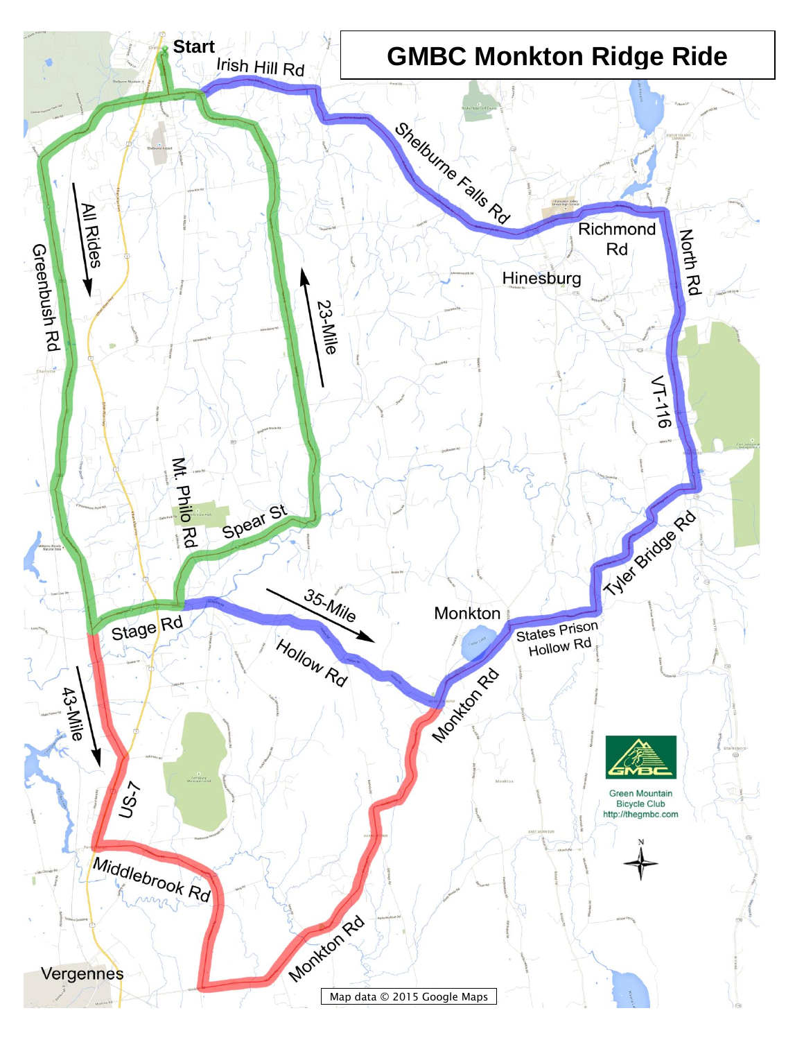# GMBC Monkton Ridge Ride

Start

Irish Hill Rd

Shelburne Falls Rd

Richmond Rd

North Rd

Hinesburg

VT-116

Tyler Bridge Rd

States Prison Hollow Rd

Monkton

Monkton Rd

Hollow Rd

35-Mile

Stage Rd

Spear St

Mt. Philo Rd

23-Mile

All Rides

Greenbush Rd

43-Mile

US-7

Middlebrook Rd

Monkton Rd

Vergennes

Green Mountain Bicycle Club
http://thegmbc.com

N

Map data © 2015 Google Maps